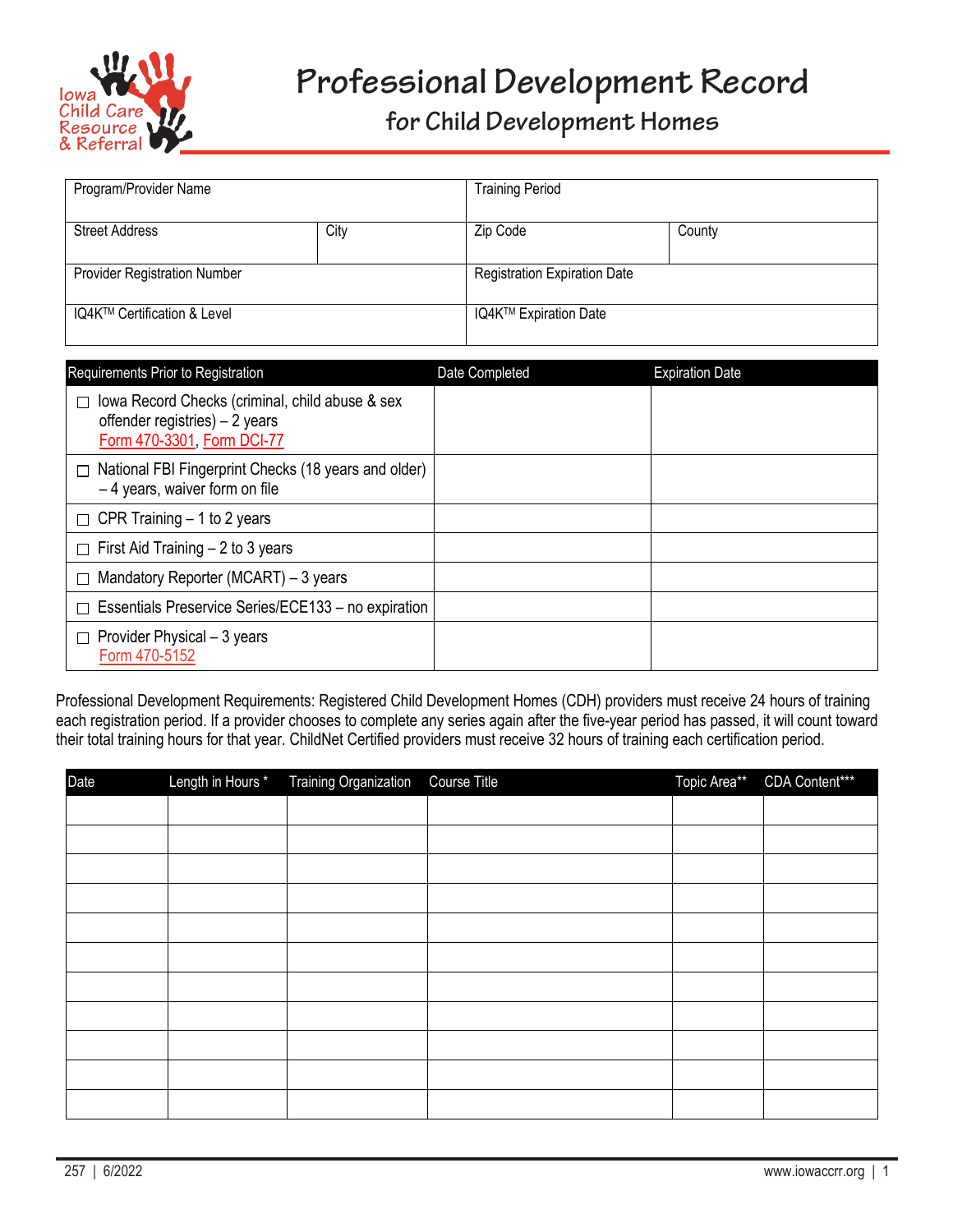Iowa Child Care Resource & Referral

# Professional Development Record

## for Child Development Homes

| Program/Provider Name | | Training Period | |
|---|---|---|---|
| Street Address | City | Zip Code | County |
| Provider Registration Number | | Registration Expiration Date | |
| IQ4K™ Certification & Level | | IQ4K™ Expiration Date | |

| Requirements Prior to Registration | Date Completed | Expiration Date |
|---|---|---|
| ☐ Iowa Record Checks (criminal, child abuse & sex offender registries) – 2 years Form 470-3301, Form DCI-77 | | |
| ☐ National FBI Fingerprint Checks (18 years and older) – 4 years, waiver form on file | | |
| ☐ CPR Training – 1 to 2 years | | |
| ☐ First Aid Training – 2 to 3 years | | |
| ☐ Mandatory Reporter (MCART) – 3 years | | |
| ☐ Essentials Preservice Series/ECE133 – no expiration | | |
| ☐ Provider Physical – 3 years Form 470-5152 | | |

Professional Development Requirements: Registered Child Development Homes (CDH) providers must receive 24 hours of training each registration period. If a provider chooses to complete any series again after the five-year period has passed, it will count toward their total training hours for that year. ChildNet Certified providers must receive 32 hours of training each certification period.

| Date | Length in Hours * | Training Organization | Course Title | Topic Area** | CDA Content*** |
|---|---|---|---|---|---|
| | | | | | |
| | | | | | |
| | | | | | |
| | | | | | |
| | | | | | |
| | | | | | |
| | | | | | |
| | | | | | |
| | | | | | |
| | | | | | |
| | | | | | |

257 | 6/2022 www.iowaccrr.org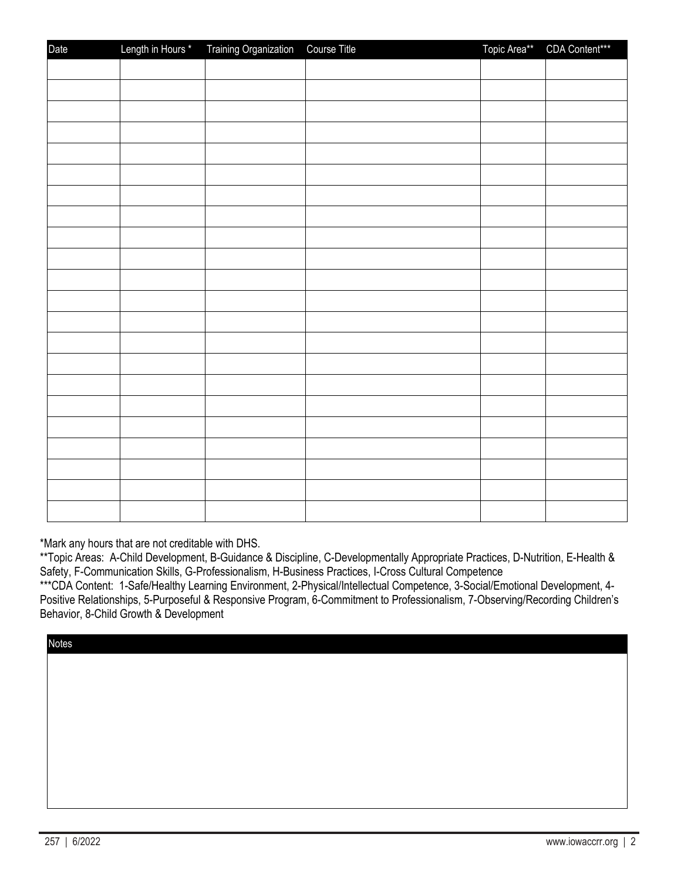| Date | Length in Hours * | Training Organization | Course Title | Topic Area** | CDA Content*** |
| --- | --- | --- | --- | --- | --- |
| | | | | | |
| | | | | | |
| | | | | | |
| | | | | | |
| | | | | | |
| | | | | | |
| | | | | | |
| | | | | | |
| | | | | | |
| | | | | | |
| | | | | | |
| | | | | | |
| | | | | | |
| | | | | | |
| | | | | | |
| | | | | | |
| | | | | | |
| | | | | | |
| | | | | | |
| | | | | | |
| | | | | | |
| | | | | | |

*Mark any hours that are not creditable with DHS.

**Topic Areas: A-Child Development, B-Guidance & Discipline, C-Developmentally Appropriate Practices, D-Nutrition, E-Health & Safety, F-Communication Skills, G-Professionalism, H-Business Practices, I-Cross Cultural Competence

***CDA Content: 1-Safe/Healthy Learning Environment, 2-Physical/Intellectual Competence, 3-Social/Emotional Development, 4-Positive Relationships, 5-Purposeful & Responsive Program, 6-Commitment to Professionalism, 7-Observing/Recording Children's Behavior, 8-Child Growth & Development

| Notes |
| --- |
| |